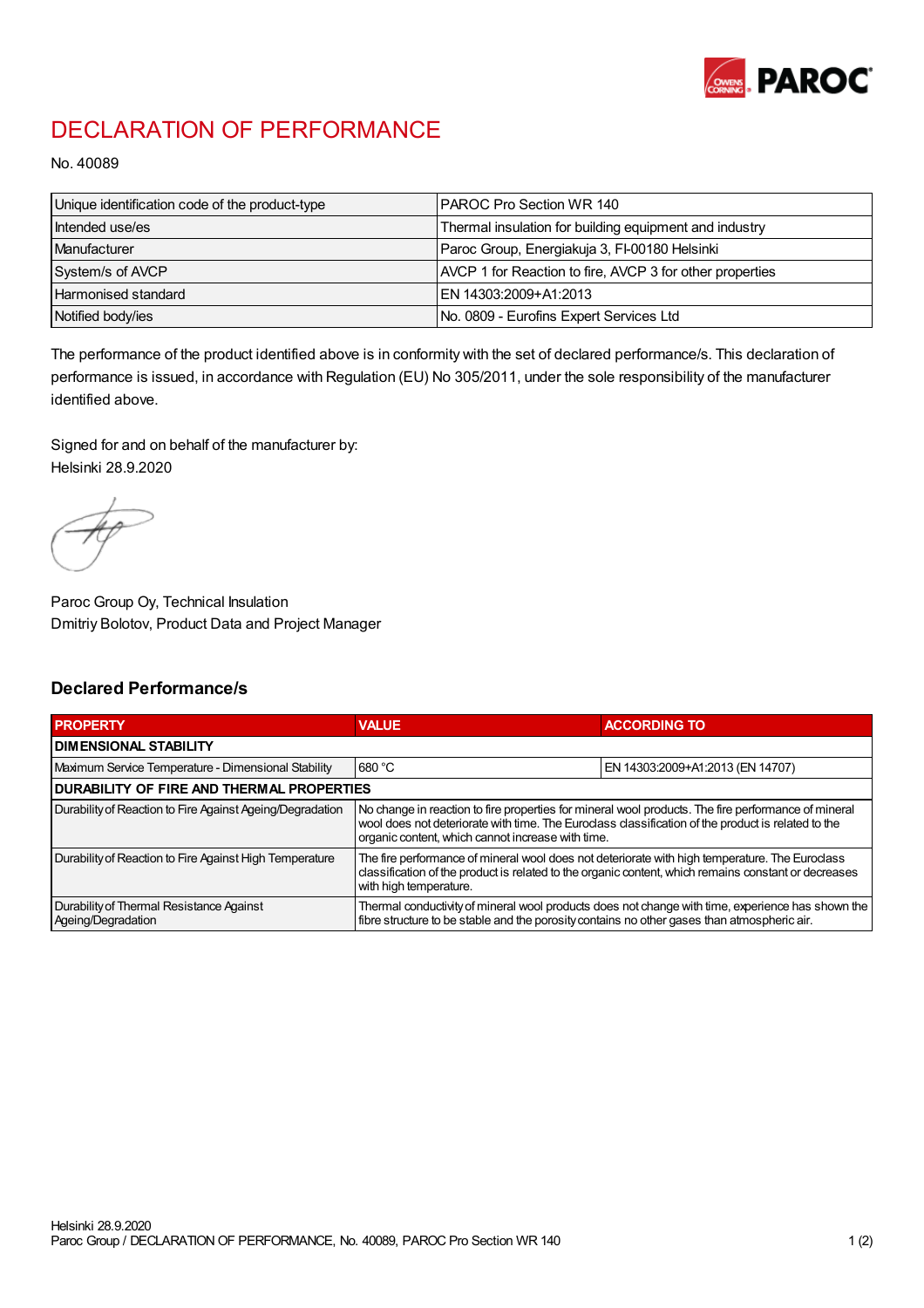# DECLARATION OF PERFORMANCE

No. 40089

| | |
|---|---|
| Unique identification code of the product-type | PAROC Pro Section WR 140 |
| Intended use/es | Thermal insulation for building equipment and industry |
| Manufacturer | Paroc Group, Energiakuja 3, FI-00180 Helsinki |
| System/s of AVCP | AVCP 1 for Reaction to fire, AVCP 3 for other properties |
| Harmonised standard | EN 14303:2009+A1:2013 |
| Notified body/ies | No. 0809 - Eurofins Expert Services Ltd |

The performance of the product identified above is in conformity with the set of declared performance/s. This declaration of performance is issued, in accordance with Regulation (EU) No 305/2011, under the sole responsibility of the manufacturer identified above.

Signed for and on behalf of the manufacturer by:
Helsinki 28.9.2020

Paroc Group Oy, Technical Insulation
Dmitriy Bolotov, Product Data and Project Manager

## Declared Performance/s

| PROPERTY | VALUE | ACCORDING TO |
|---|---|---|
| **DIMENSIONAL STABILITY** | | |
| Maximum Service Temperature - Dimensional Stability | 680 °C | EN 14303:2009+A1:2013 (EN 14707) |
| **DURABILITY OF FIRE AND THERMAL PROPERTIES** | | |
| Durability of Reaction to Fire Against Ageing/Degradation | No change in reaction to fire properties for mineral wool products. The fire performance of mineral wool does not deteriorate with time. The Euroclass classification of the product is related to the organic content, which cannot increase with time. | |
| Durability of Reaction to Fire Against High Temperature | The fire performance of mineral wool does not deteriorate with high temperature. The Euroclass classification of the product is related to the organic content, which remains constant or decreases with high temperature. | |
| Durability of Thermal Resistance Against Ageing/Degradation | Thermal conductivity of mineral wool products does not change with time, experience has shown the fibre structure to be stable and the porosity contains no other gases than atmospheric air. | |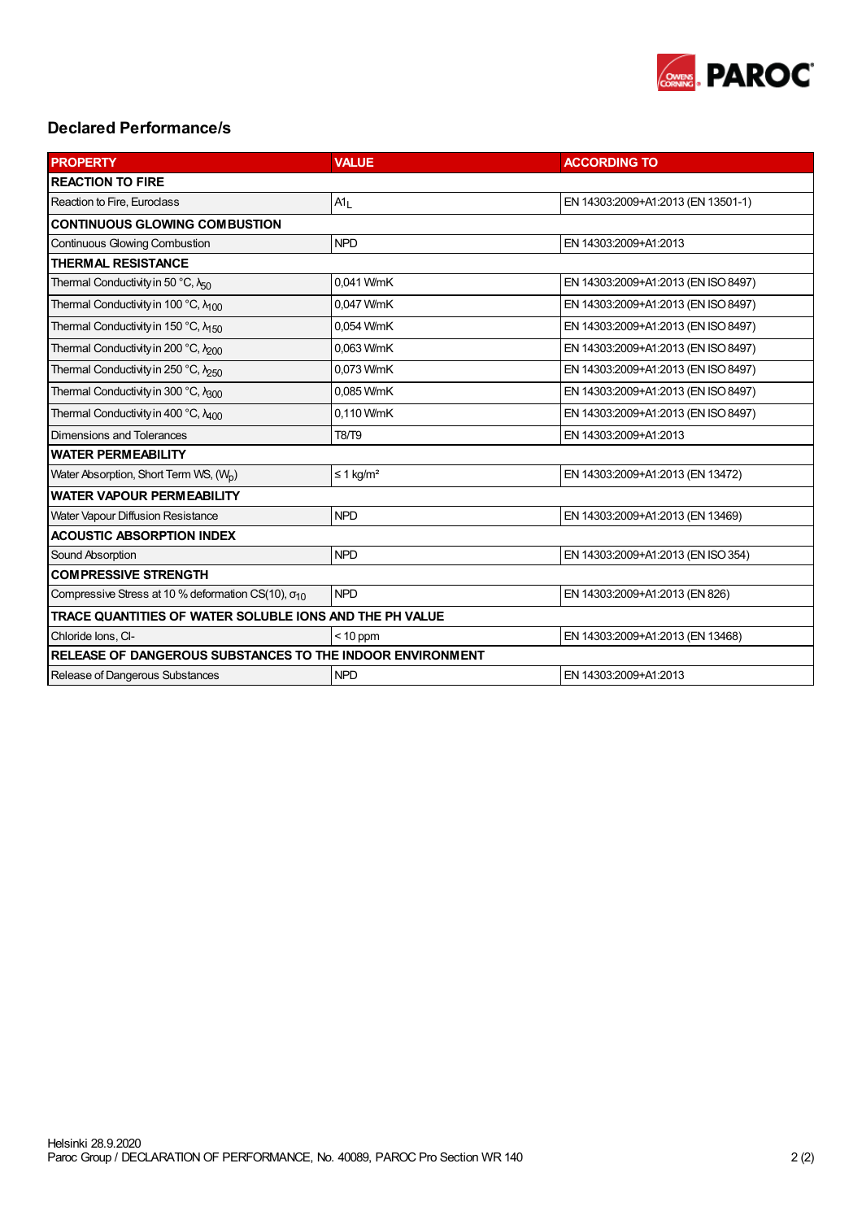## Declared Performance/s

| PROPERTY | VALUE | ACCORDING TO |
|---|---|---|
| **REACTION TO FIRE** | | |
| Reaction to Fire, Euroclass | $A1_L$ | EN 14303:2009+A1:2013 (EN 13501-1) |
| **CONTINUOUS GLOWING COMBUSTION** | | |
| Continuous Glowing Combustion | NPD | EN 14303:2009+A1:2013 |
| **THERMAL RESISTANCE** | | |
| Thermal Conductivity in 50 °C, $\lambda_{50}$ | 0,041 W/mK | EN 14303:2009+A1:2013 (EN ISO 8497) |
| Thermal Conductivity in 100 °C, $\lambda_{100}$ | 0,047 W/mK | EN 14303:2009+A1:2013 (EN ISO 8497) |
| Thermal Conductivity in 150 °C, $\lambda_{150}$ | 0,054 W/mK | EN 14303:2009+A1:2013 (EN ISO 8497) |
| Thermal Conductivity in 200 °C, $\lambda_{200}$ | 0,063 W/mK | EN 14303:2009+A1:2013 (EN ISO 8497) |
| Thermal Conductivity in 250 °C, $\lambda_{250}$ | 0,073 W/mK | EN 14303:2009+A1:2013 (EN ISO 8497) |
| Thermal Conductivity in 300 °C, $\lambda_{300}$ | 0,085 W/mK | EN 14303:2009+A1:2013 (EN ISO 8497) |
| Thermal Conductivity in 400 °C, $\lambda_{400}$ | 0,110 W/mK | EN 14303:2009+A1:2013 (EN ISO 8497) |
| Dimensions and Tolerances | T8/T9 | EN 14303:2009+A1:2013 |
| **WATER PERMEABILITY** | | |
| Water Absorption, Short Term WS, ($W_p$) | ≤ 1 kg/m² | EN 14303:2009+A1:2013 (EN 13472) |
| **WATER VAPOUR PERMEABILITY** | | |
| Water Vapour Diffusion Resistance | NPD | EN 14303:2009+A1:2013 (EN 13469) |
| **ACOUSTIC ABSORPTION INDEX** | | |
| Sound Absorption | NPD | EN 14303:2009+A1:2013 (EN ISO 354) |
| **COMPRESSIVE STRENGTH** | | |
| Compressive Stress at 10 % deformation CS(10), $\sigma_{10}$ | NPD | EN 14303:2009+A1:2013 (EN 826) |
| **TRACE QUANTITIES OF WATER SOLUBLE IONS AND THE PH VALUE** | | |
| Chloride Ions, Cl- | < 10 ppm | EN 14303:2009+A1:2013 (EN 13468) |
| **RELEASE OF DANGEROUS SUBSTANCES TO THE INDOOR ENVIRONMENT** | | |
| Release of Dangerous Substances | NPD | EN 14303:2009+A1:2013 |

Helsinki 28.9.2020
Paroc Group / DECLARATION OF PERFORMANCE, No. 40089, PAROC Pro Section WR 140